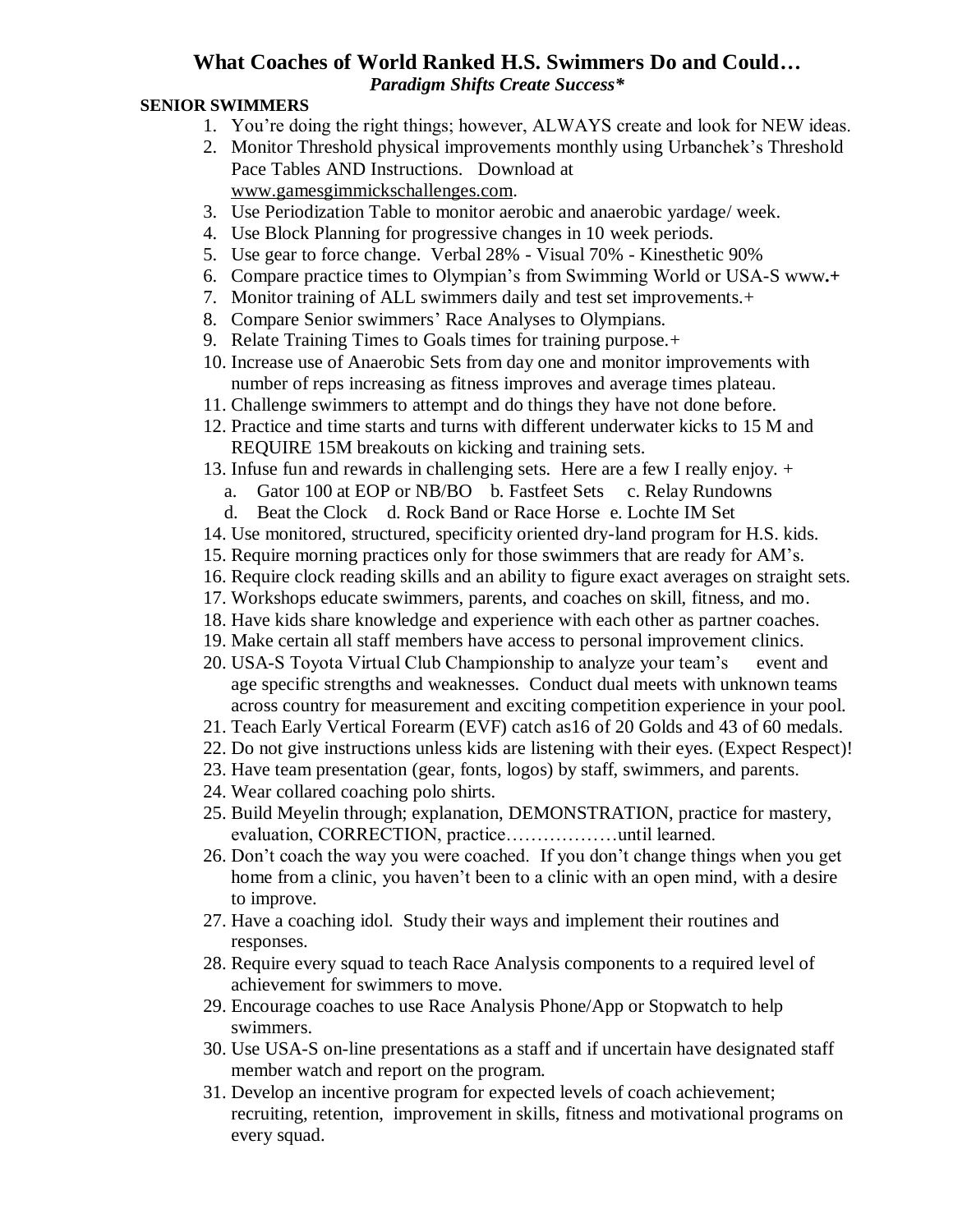# What Coaches of World Ranked H.S. Swimmers Do and Could…

***Paradigm Shifts Create Success****

**SENIOR SWIMMERS**

1. You're doing the right things; however, ALWAYS create and look for NEW ideas.
2. Monitor Threshold physical improvements monthly using Urbanchek's Threshold Pace Tables AND Instructions. Download at www.gamesgimmickschallenges.com.
3. Use Periodization Table to monitor aerobic and anaerobic yardage/ week.
4. Use Block Planning for progressive changes in 10 week periods.
5. Use gear to force change. Verbal 28% - Visual 70% - Kinesthetic 90%
6. Compare practice times to Olympian's from Swimming World or USA-S www.**+**
7. Monitor training of ALL swimmers daily and test set improvements.+
8. Compare Senior swimmers' Race Analyses to Olympians.
9. Relate Training Times to Goals times for training purpose.+
10. Increase use of Anaerobic Sets from day one and monitor improvements with number of reps increasing as fitness improves and average times plateau.
11. Challenge swimmers to attempt and do things they have not done before.
12. Practice and time starts and turns with different underwater kicks to 15 M and REQUIRE 15M breakouts on kicking and training sets.
13. Infuse fun and rewards in challenging sets. Here are a few I really enjoy. +
    a. Gator 100 at EOP or NB/BO  b. Fastfeet Sets  c. Relay Rundowns
    d. Beat the Clock  d. Rock Band or Race Horse  e. Lochte IM Set
14. Use monitored, structured, specificity oriented dry-land program for H.S. kids.
15. Require morning practices only for those swimmers that are ready for AM's.
16. Require clock reading skills and an ability to figure exact averages on straight sets.
17. Workshops educate swimmers, parents, and coaches on skill, fitness, and mo.
18. Have kids share knowledge and experience with each other as partner coaches.
19. Make certain all staff members have access to personal improvement clinics.
20. USA-S Toyota Virtual Club Championship to analyze your team's event and age specific strengths and weaknesses. Conduct dual meets with unknown teams across country for measurement and exciting competition experience in your pool.
21. Teach Early Vertical Forearm (EVF) catch as16 of 20 Golds and 43 of 60 medals.
22. Do not give instructions unless kids are listening with their eyes. (Expect Respect)!
23. Have team presentation (gear, fonts, logos) by staff, swimmers, and parents.
24. Wear collared coaching polo shirts.
25. Build Meyelin through; explanation, DEMONSTRATION, practice for mastery, evaluation, CORRECTION, practice………………until learned.
26. Don't coach the way you were coached. If you don't change things when you get home from a clinic, you haven't been to a clinic with an open mind, with a desire to improve.
27. Have a coaching idol. Study their ways and implement their routines and responses.
28. Require every squad to teach Race Analysis components to a required level of achievement for swimmers to move.
29. Encourage coaches to use Race Analysis Phone/App or Stopwatch to help swimmers.
30. Use USA-S on-line presentations as a staff and if uncertain have designated staff member watch and report on the program.
31. Develop an incentive program for expected levels of coach achievement; recruiting, retention, improvement in skills, fitness and motivational programs on every squad.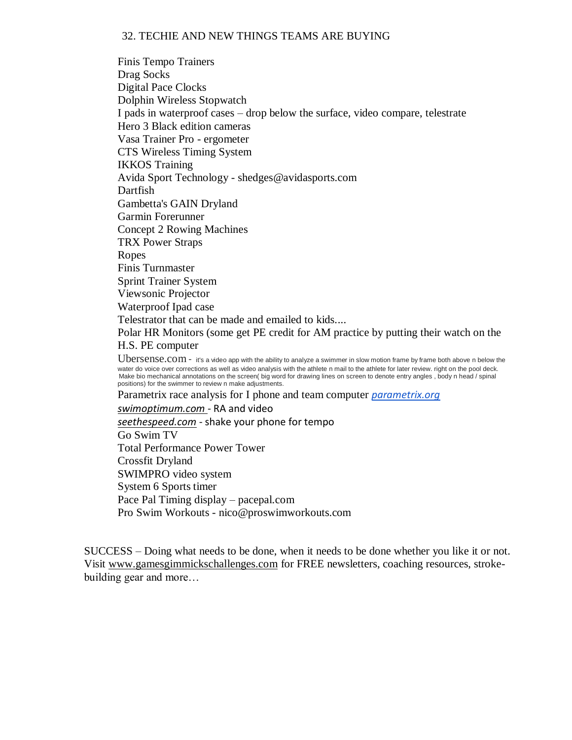## 32. TECHIE AND NEW THINGS TEAMS ARE BUYING

Finis Tempo Trainers
Drag Socks
Digital Pace Clocks
Dolphin Wireless Stopwatch
I pads in waterproof cases – drop below the surface, video compare, telestrate
Hero 3 Black edition cameras
Vasa Trainer Pro - ergometer
CTS Wireless Timing System
IKKOS Training
Avida Sport Technology - shedges@avidasports.com
Dartfish
Gambetta's GAIN Dryland
Garmin Forerunner
Concept 2 Rowing Machines
TRX Power Straps
Ropes
Finis Turnmaster
Sprint Trainer System
Viewsonic Projector
Waterproof Ipad case
Telestrator that can be made and emailed to kids....
Polar HR Monitors (some get PE credit for AM practice by putting their watch on the H.S. PE computer
Ubersense.com - it's a video app with the ability to analyze a swimmer in slow motion frame by frame both above n below the water do voice over corrections as well as video analysis with the athlete n mail to the athlete for later review. right on the pool deck. Make bio mechanical annotations on the screen( big word for drawing lines on screen to denote entry angles , body n head / spinal positions) for the swimmer to review n make adjustments.
Parametrix race analysis for I phone and team computer *parametrix.org*
*swimoptimum.com* - RA and video
*seethespeed.com* - shake your phone for tempo
Go Swim TV
Total Performance Power Tower
Crossfit Dryland
SWIMPRO video system
System 6 Sports timer
Pace Pal Timing display – pacepal.com
Pro Swim Workouts - nico@proswimworkouts.com

SUCCESS – Doing what needs to be done, when it needs to be done whether you like it or not. Visit www.gamesgimmickschallenges.com for FREE newsletters, coaching resources, stroke-building gear and more…